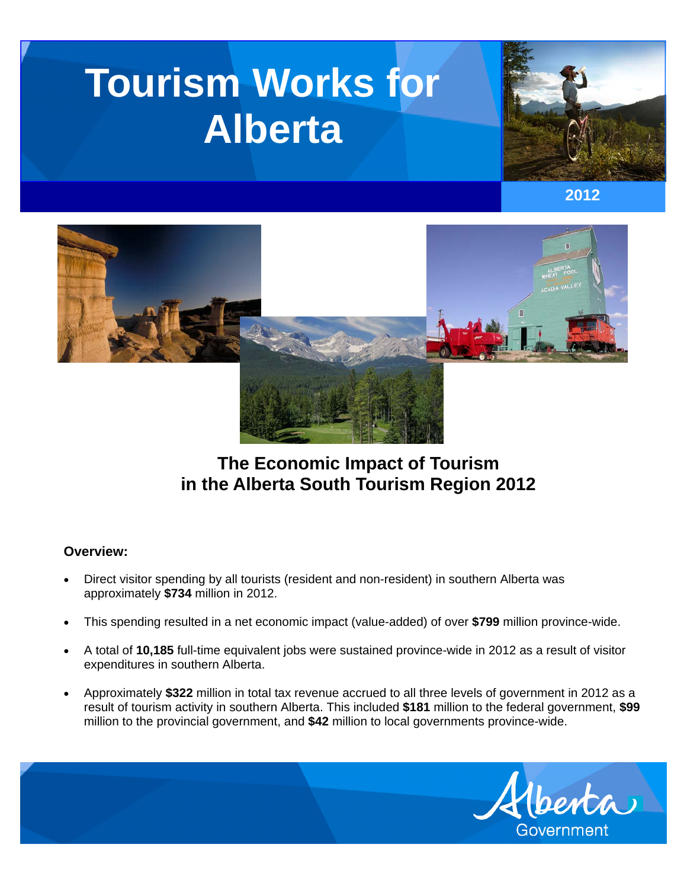# Tourism Works for Alberta

2012

## The Economic Impact of Tourism in the Alberta South Tourism Region 2012

**Overview:**

- Direct visitor spending by all tourists (resident and non-resident) in southern Alberta was approximately **$734** million in 2012.
- This spending resulted in a net economic impact (value-added) of over **$799** million province-wide.
- A total of **10,185** full-time equivalent jobs were sustained province-wide in 2012 as a result of visitor expenditures in southern Alberta.
- Approximately **$322** million in total tax revenue accrued to all three levels of government in 2012 as a result of tourism activity in southern Alberta. This included **$181** million to the federal government, **$99** million to the provincial government, and **$42** million to local governments province-wide.

Alberta Government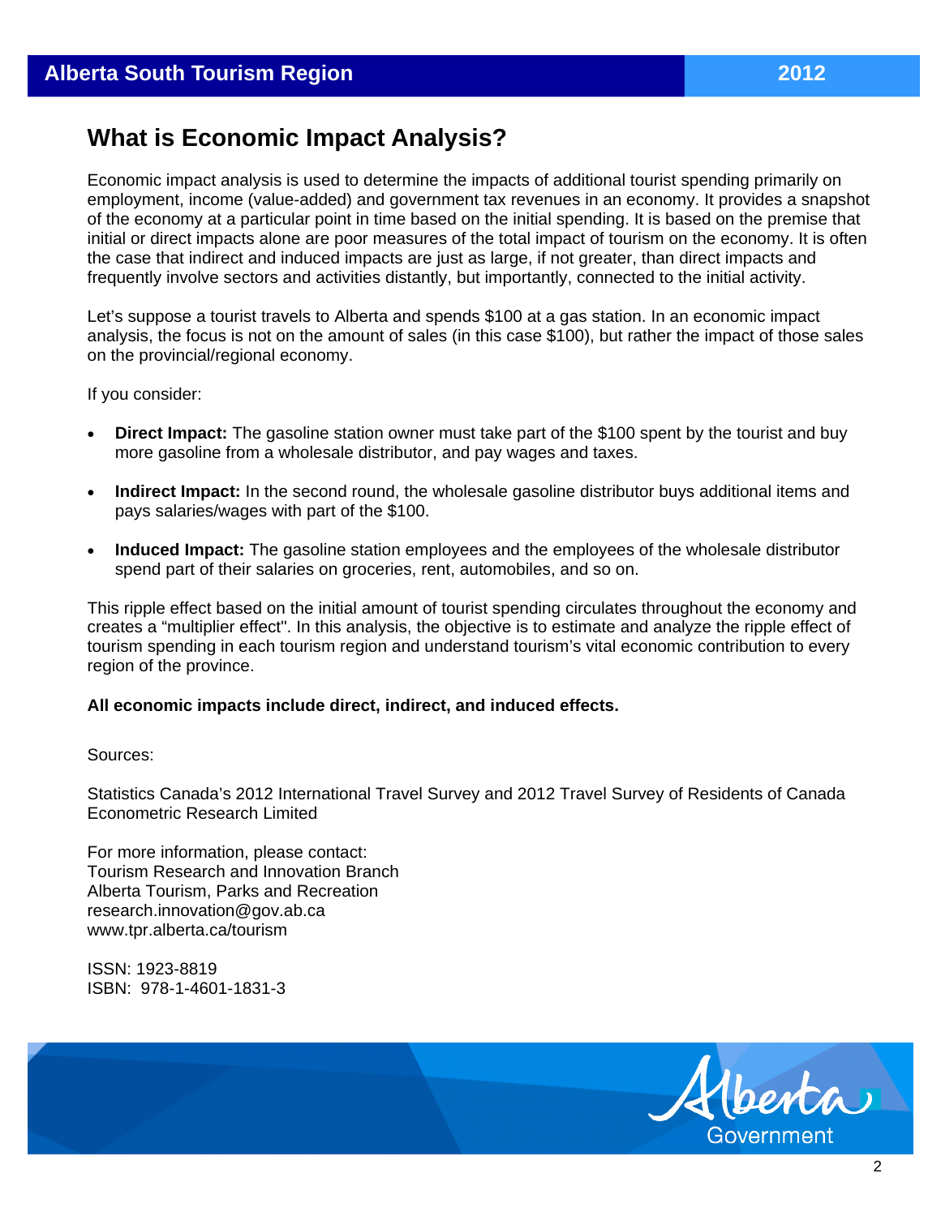## What is Economic Impact Analysis?

Economic impact analysis is used to determine the impacts of additional tourist spending primarily on employment, income (value-added) and government tax revenues in an economy. It provides a snapshot of the economy at a particular point in time based on the initial spending. It is based on the premise that initial or direct impacts alone are poor measures of the total impact of tourism on the economy. It is often the case that indirect and induced impacts are just as large, if not greater, than direct impacts and frequently involve sectors and activities distantly, but importantly, connected to the initial activity.

Let's suppose a tourist travels to Alberta and spends $100 at a gas station. In an economic impact analysis, the focus is not on the amount of sales (in this case $100), but rather the impact of those sales on the provincial/regional economy.

If you consider:

- **Direct Impact:** The gasoline station owner must take part of the $100 spent by the tourist and buy more gasoline from a wholesale distributor, and pay wages and taxes.
- **Indirect Impact:** In the second round, the wholesale gasoline distributor buys additional items and pays salaries/wages with part of the $100.
- **Induced Impact:** The gasoline station employees and the employees of the wholesale distributor spend part of their salaries on groceries, rent, automobiles, and so on.

This ripple effect based on the initial amount of tourist spending circulates throughout the economy and creates a "multiplier effect". In this analysis, the objective is to estimate and analyze the ripple effect of tourism spending in each tourism region and understand tourism's vital economic contribution to every region of the province.

**All economic impacts include direct, indirect, and induced effects.**

Sources:

Statistics Canada's 2012 International Travel Survey and 2012 Travel Survey of Residents of Canada
Econometric Research Limited

For more information, please contact:
Tourism Research and Innovation Branch
Alberta Tourism, Parks and Recreation
research.innovation@gov.ab.ca
www.tpr.alberta.ca/tourism

ISSN: 1923-8819
ISBN: 978-1-4601-1831-3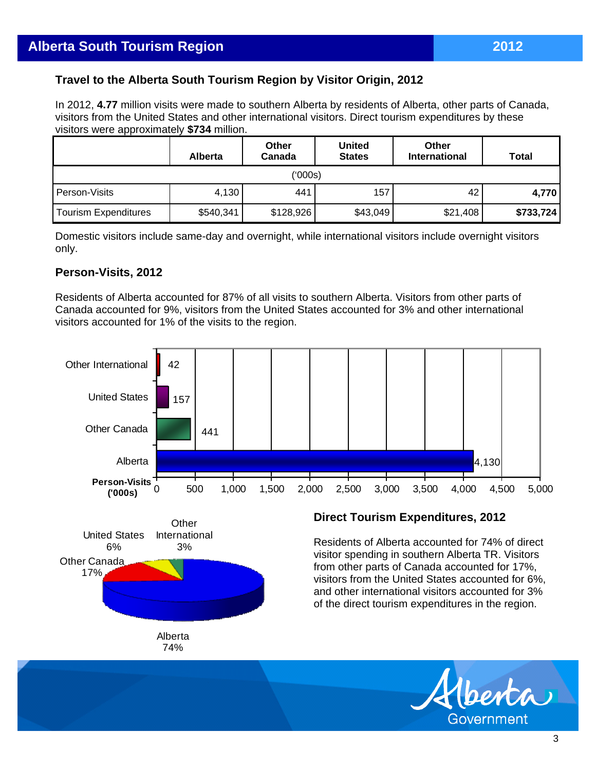## Alberta South Tourism Region — 2012

### Travel to the Alberta South Tourism Region by Visitor Origin, 2012

In 2012, **4.77** million visits were made to southern Alberta by residents of Alberta, other parts of Canada, visitors from the United States and other international visitors. Direct tourism expenditures by these visitors were approximately **$734** million.

| | Alberta | Other Canada | United States | Other International | Total |
|---|---|---|---|---|---|
| ('000s) | | | | | |
| Person-Visits | 4,130 | 441 | 157 | 42 | **4,770** |
| Tourism Expenditures | $540,341 | $128,926 | $43,049 | $21,408 | **$733,724** |

Domestic visitors include same-day and overnight, while international visitors include overnight visitors only.

### Person-Visits, 2012

Residents of Alberta accounted for 87% of all visits to southern Alberta. Visitors from other parts of Canada accounted for 9%, visitors from the United States accounted for 3% and other international visitors accounted for 1% of the visits to the region.

| Person-Visits ('000s) | |
|---|---|
| Other International | 42 |
| United States | 157 |
| Other Canada | 441 |
| Alberta | 4,130 |

| Direct Tourism Expenditures | Share |
|---|---|
| Alberta | 74% |
| Other Canada | 17% |
| United States | 6% |
| Other International | 3% |

### Direct Tourism Expenditures, 2012

Residents of Alberta accounted for 74% of direct visitor spending in southern Alberta TR. Visitors from other parts of Canada accounted for 17%, visitors from the United States accounted for 6%, and other international visitors accounted for 3% of the direct tourism expenditures in the region.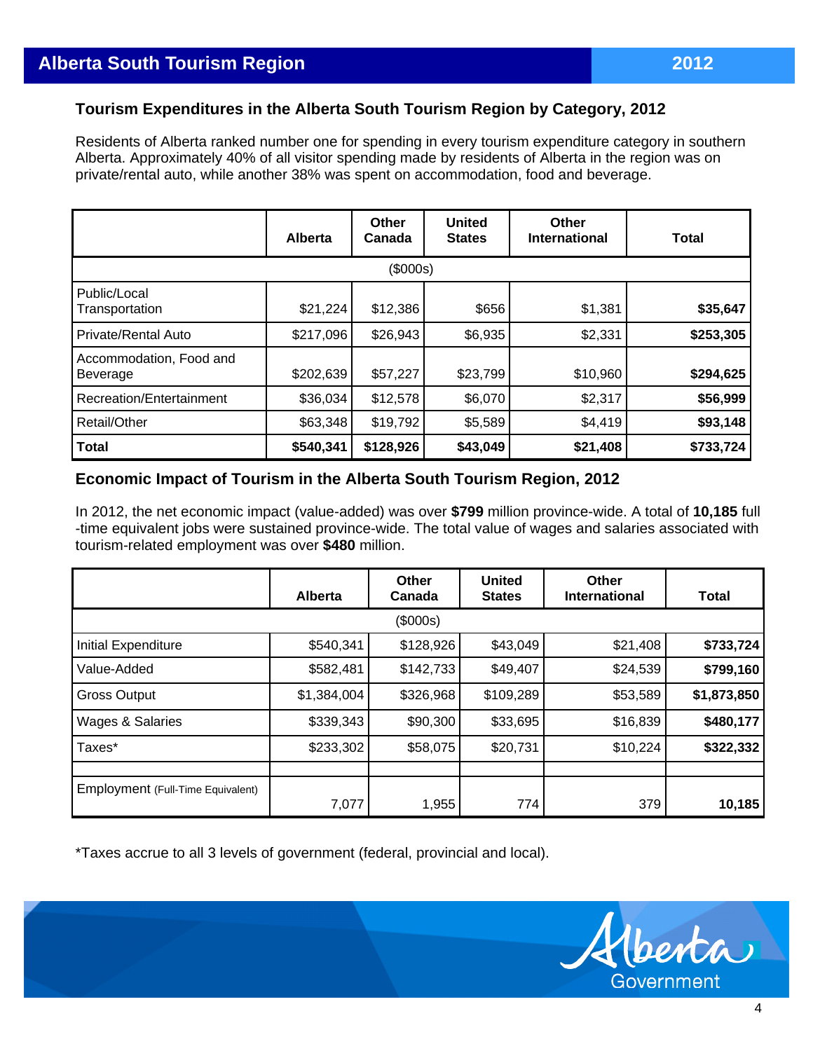## Alberta South Tourism Region 2012

### Tourism Expenditures in the Alberta South Tourism Region by Category, 2012

Residents of Alberta ranked number one for spending in every tourism expenditure category in southern Alberta. Approximately 40% of all visitor spending made by residents of Alberta in the region was on private/rental auto, while another 38% was spent on accommodation, food and beverage.

| | Alberta | Other Canada | United States | Other International | Total |
|---|---|---|---|---|---|
| | | ($000s) | | | |
| Public/Local Transportation | $21,224 | $12,386 | $656 | $1,381 | **$35,647** |
| Private/Rental Auto | $217,096 | $26,943 | $6,935 | $2,331 | **$253,305** |
| Accommodation, Food and Beverage | $202,639 | $57,227 | $23,799 | $10,960 | **$294,625** |
| Recreation/Entertainment | $36,034 | $12,578 | $6,070 | $2,317 | **$56,999** |
| Retail/Other | $63,348 | $19,792 | $5,589 | $4,419 | **$93,148** |
| **Total** | **$540,341** | **$128,926** | **$43,049** | **$21,408** | **$733,724** |

### Economic Impact of Tourism in the Alberta South Tourism Region, 2012

In 2012, the net economic impact (value-added) was over **$799** million province-wide. A total of **10,185** full-time equivalent jobs were sustained province-wide. The total value of wages and salaries associated with tourism-related employment was over **$480** million.

| | Alberta | Other Canada | United States | Other International | Total |
|---|---|---|---|---|---|
| | | ($000s) | | | |
| Initial Expenditure | $540,341 | $128,926 | $43,049 | $21,408 | **$733,724** |
| Value-Added | $582,481 | $142,733 | $49,407 | $24,539 | **$799,160** |
| Gross Output | $1,384,004 | $326,968 | $109,289 | $53,589 | **$1,873,850** |
| Wages & Salaries | $339,343 | $90,300 | $33,695 | $16,839 | **$480,177** |
| Taxes* | $233,302 | $58,075 | $20,731 | $10,224 | **$322,332** |
| | | | | | |
| Employment (Full-Time Equivalent) | 7,077 | 1,955 | 774 | 379 | **10,185** |

*Taxes accrue to all 3 levels of government (federal, provincial and local).

Alberta Government